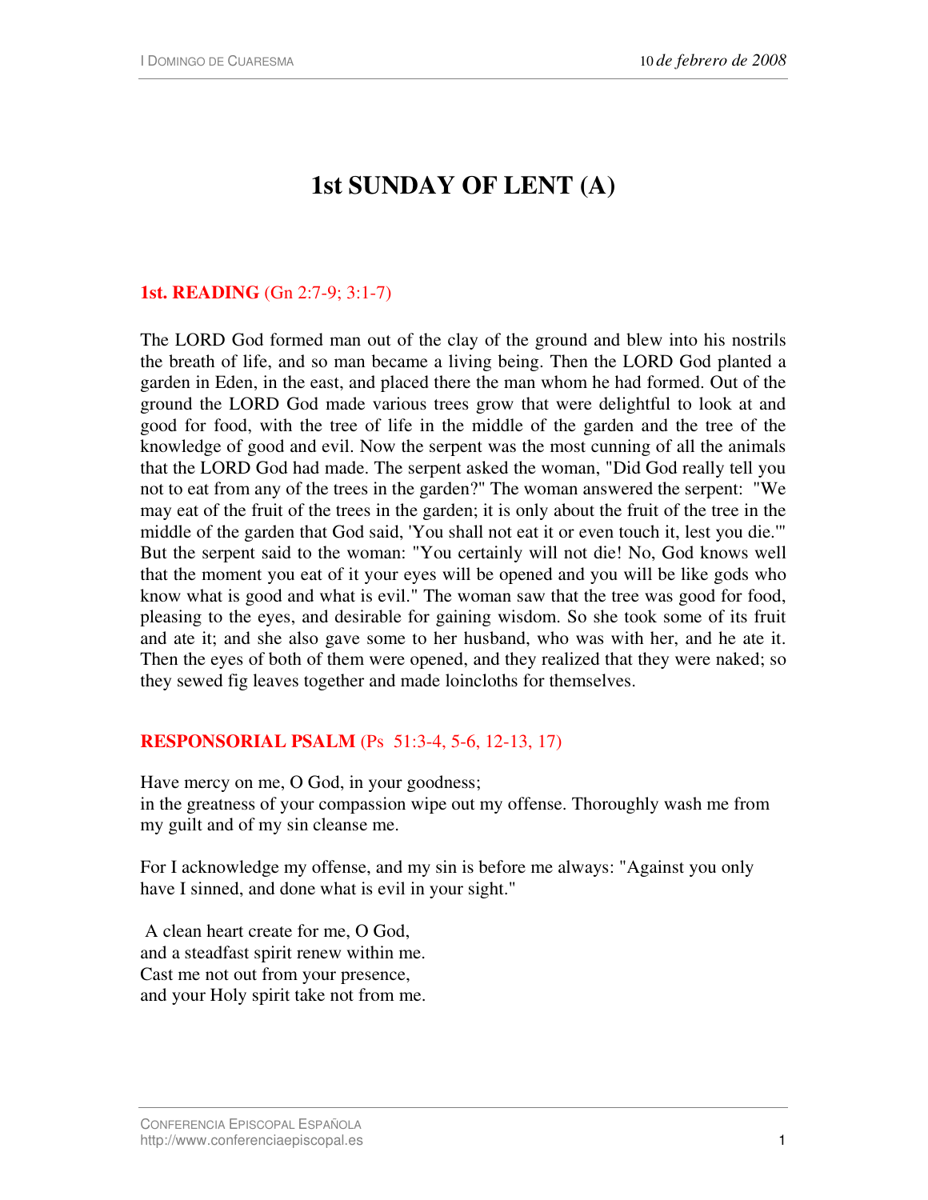# 1st SUNDAY OF LENT (A)

**1st. READING** (Gn 2:7-9; 3:1-7)

The LORD God formed man out of the clay of the ground and blew into his nostrils the breath of life, and so man became a living being. Then the LORD God planted a garden in Eden, in the east, and placed there the man whom he had formed. Out of the ground the LORD God made various trees grow that were delightful to look at and good for food, with the tree of life in the middle of the garden and the tree of the knowledge of good and evil. Now the serpent was the most cunning of all the animals that the LORD God had made. The serpent asked the woman, "Did God really tell you not to eat from any of the trees in the garden?" The woman answered the serpent: "We may eat of the fruit of the trees in the garden; it is only about the fruit of the tree in the middle of the garden that God said, 'You shall not eat it or even touch it, lest you die.'" But the serpent said to the woman: "You certainly will not die! No, God knows well that the moment you eat of it your eyes will be opened and you will be like gods who know what is good and what is evil." The woman saw that the tree was good for food, pleasing to the eyes, and desirable for gaining wisdom. So she took some of its fruit and ate it; and she also gave some to her husband, who was with her, and he ate it. Then the eyes of both of them were opened, and they realized that they were naked; so they sewed fig leaves together and made loincloths for themselves.

**RESPONSORIAL PSALM** (Ps 51:3-4, 5-6, 12-13, 17)

Have mercy on me, O God, in your goodness;
in the greatness of your compassion wipe out my offense. Thoroughly wash me from my guilt and of my sin cleanse me.

For I acknowledge my offense, and my sin is before me always: "Against you only have I sinned, and done what is evil in your sight."

A clean heart create for me, O God,
and a steadfast spirit renew within me.
Cast me not out from your presence,
and your Holy spirit take not from me.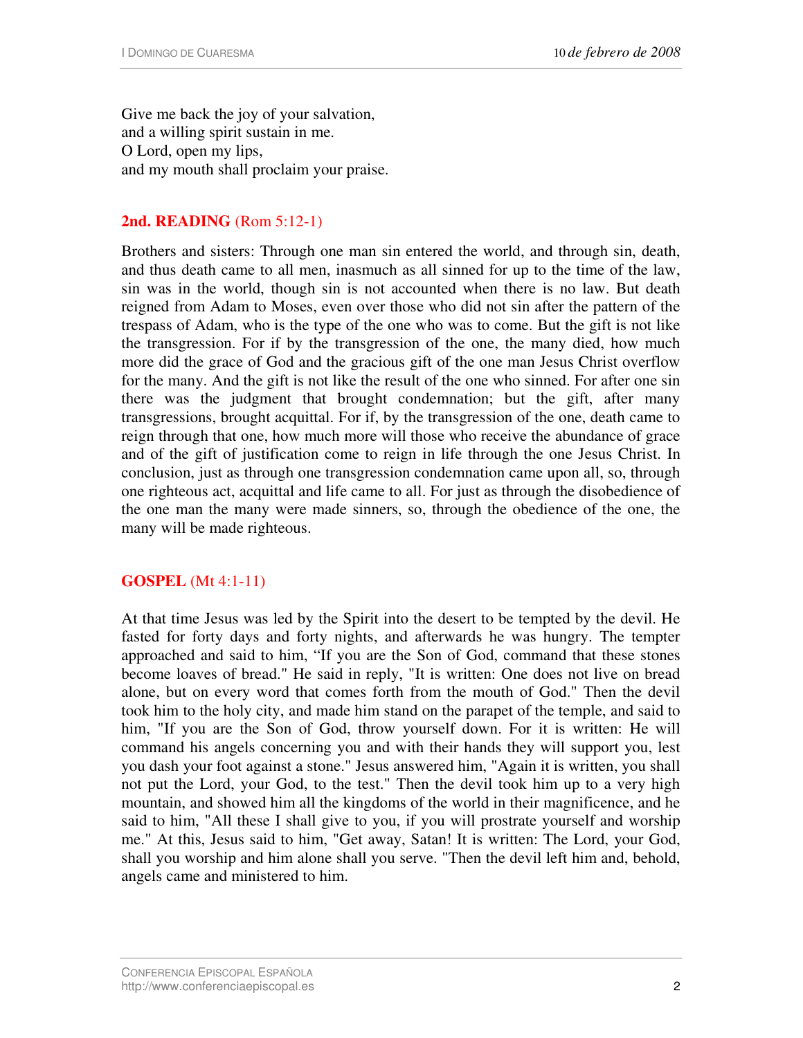Give me back the joy of your salvation,
and a willing spirit sustain in me.
O Lord, open my lips,
and my mouth shall proclaim your praise.

## 2nd. READING (Rom 5:12-1)

Brothers and sisters: Through one man sin entered the world, and through sin, death, and thus death came to all men, inasmuch as all sinned for up to the time of the law, sin was in the world, though sin is not accounted when there is no law. But death reigned from Adam to Moses, even over those who did not sin after the pattern of the trespass of Adam, who is the type of the one who was to come. But the gift is not like the transgression. For if by the transgression of the one, the many died, how much more did the grace of God and the gracious gift of the one man Jesus Christ overflow for the many. And the gift is not like the result of the one who sinned. For after one sin there was the judgment that brought condemnation; but the gift, after many transgressions, brought acquittal. For if, by the transgression of the one, death came to reign through that one, how much more will those who receive the abundance of grace and of the gift of justification come to reign in life through the one Jesus Christ. In conclusion, just as through one transgression condemnation came upon all, so, through one righteous act, acquittal and life came to all. For just as through the disobedience of the one man the many were made sinners, so, through the obedience of the one, the many will be made righteous.

## GOSPEL (Mt 4:1-11)

At that time Jesus was led by the Spirit into the desert to be tempted by the devil. He fasted for forty days and forty nights, and afterwards he was hungry. The tempter approached and said to him, “If you are the Son of God, command that these stones become loaves of bread." He said in reply, "It is written: One does not live on bread alone, but on every word that comes forth from the mouth of God." Then the devil took him to the holy city, and made him stand on the parapet of the temple, and said to him, "If you are the Son of God, throw yourself down. For it is written: He will command his angels concerning you and with their hands they will support you, lest you dash your foot against a stone." Jesus answered him, "Again it is written, you shall not put the Lord, your God, to the test." Then the devil took him up to a very high mountain, and showed him all the kingdoms of the world in their magnificence, and he said to him, "All these I shall give to you, if you will prostrate yourself and worship me." At this, Jesus said to him, "Get away, Satan! It is written: The Lord, your God, shall you worship and him alone shall you serve. "Then the devil left him and, behold, angels came and ministered to him.